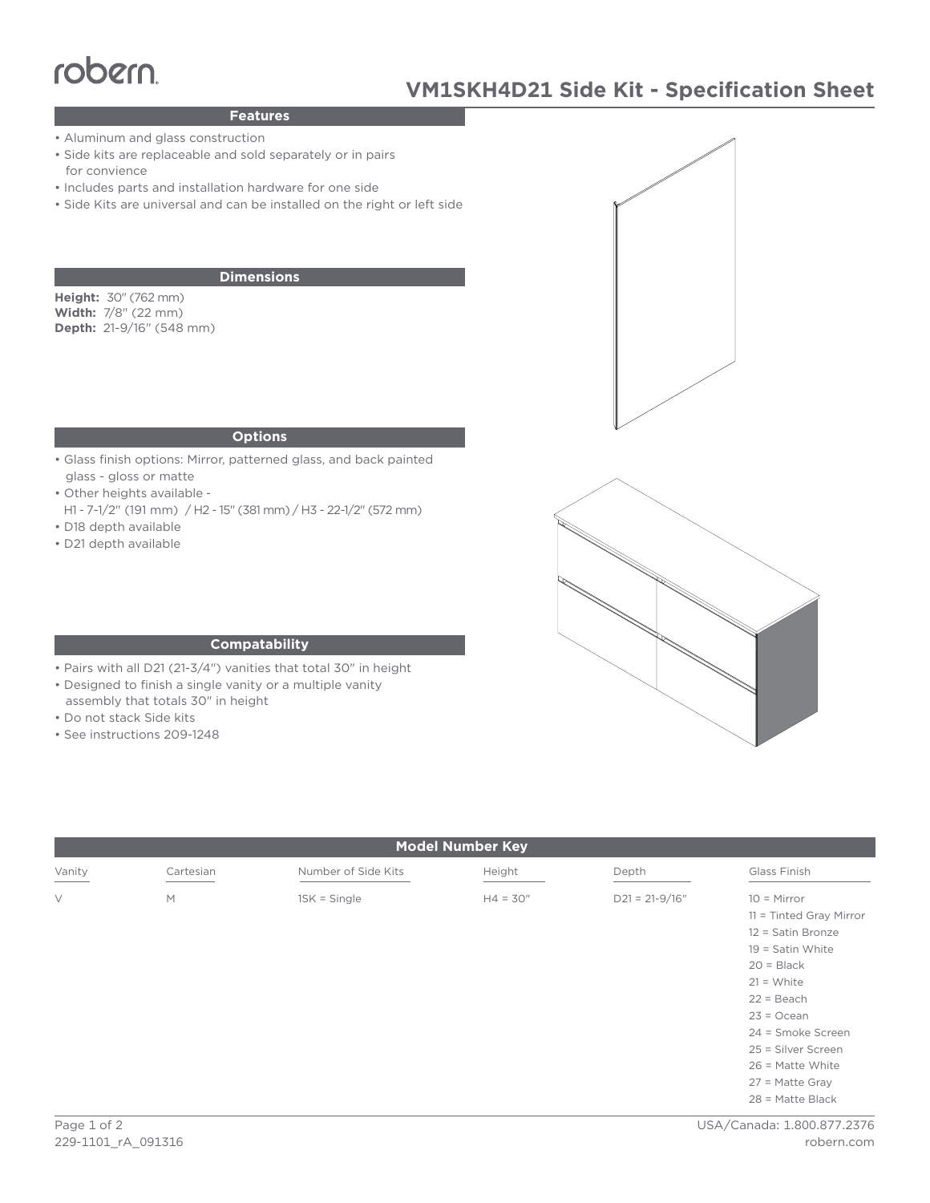robern

# VM1SKH4D21 Side Kit - Specification Sheet

## Features

- Aluminum and glass construction
- Side kits are replaceable and sold separately or in pairs for convience
- Includes parts and installation hardware for one side
- Side Kits are universal and can be installed on the right or left side

## Dimensions

**Height:** 30" (762 mm)
**Width:** 7/8" (22 mm)
**Depth:** 21-9/16" (548 mm)

## Options

- Glass finish options: Mirror, patterned glass, and back painted glass - gloss or matte
- Other heights available - H1 - 7-1/2" (191 mm) / H2 - 15" (381 mm) / H3 - 22-1/2" (572 mm)
- D18 depth available
- D21 depth available

## Compatability

- Pairs with all D21 (21-3/4") vanities that total 30" in height
- Designed to finish a single vanity or a multiple vanity assembly that totals 30" in height
- Do not stack Side kits
- See instructions 209-1248

## Model Number Key

| Vanity | Cartesian | Number of Side Kits | Height | Depth | Glass Finish |
|---|---|---|---|---|---|
| V | M | 1SK = Single | H4 = 30" | D21 = 21-9/16" | 10 = Mirror |
| | | | | | 11 = Tinted Gray Mirror |
| | | | | | 12 = Satin Bronze |
| | | | | | 19 = Satin White |
| | | | | | 20 = Black |
| | | | | | 21 = White |
| | | | | | 22 = Beach |
| | | | | | 23 = Ocean |
| | | | | | 24 = Smoke Screen |
| | | | | | 25 = Silver Screen |
| | | | | | 26 = Matte White |
| | | | | | 27 = Matte Gray |
| | | | | | 28 = Matte Black |

229-1101_rA_091316

USA/Canada: 1.800.877.2376
robern.com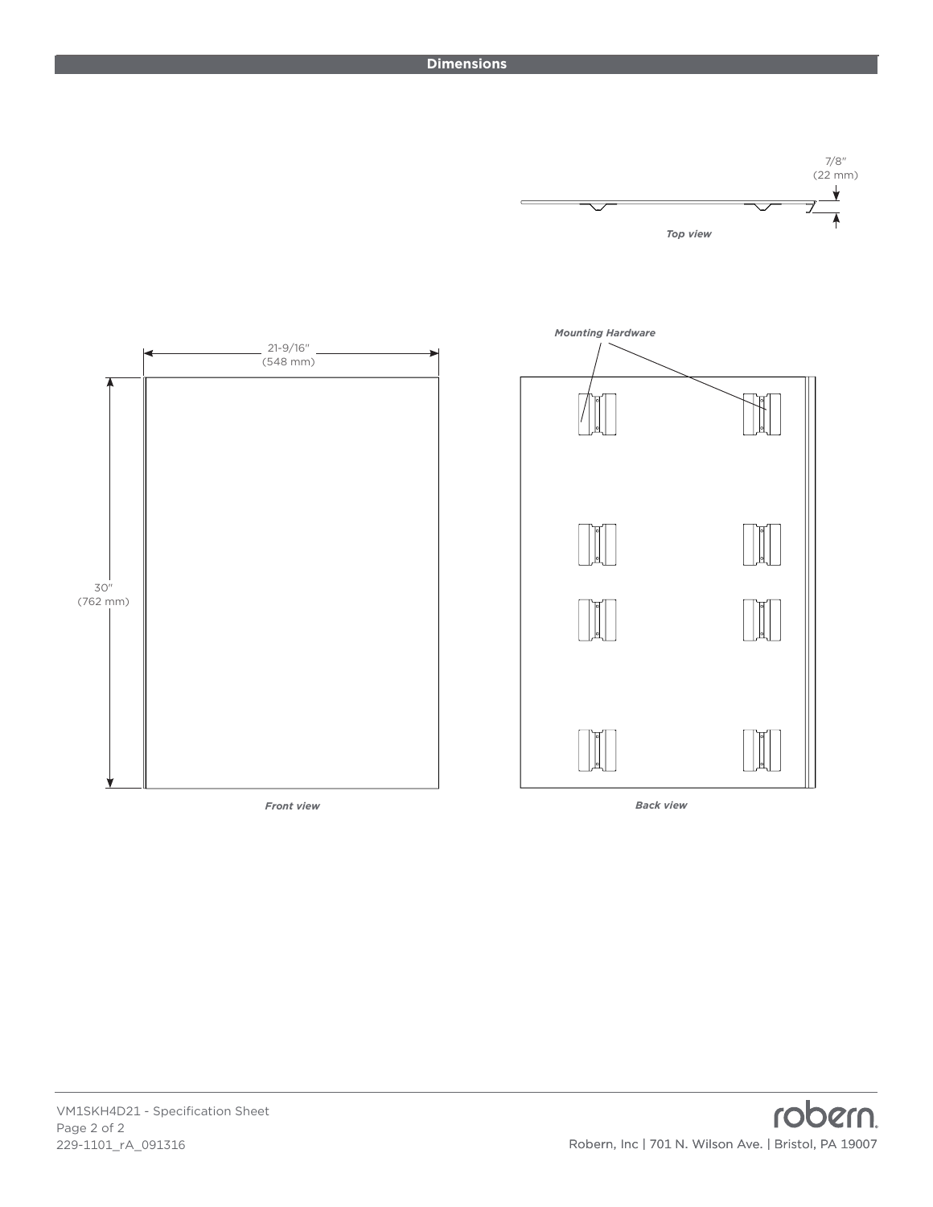## Dimensions

7/8″
(22 mm)

*Top view*

*Mounting Hardware*

21-9/16″
(548 mm)

30″
(762 mm)

*Front view*

*Back view*

VM1SKH4D21 - Specification Sheet
229-1101_rA_091316

Robern, Inc | 701 N. Wilson Ave. | Bristol, PA 19007